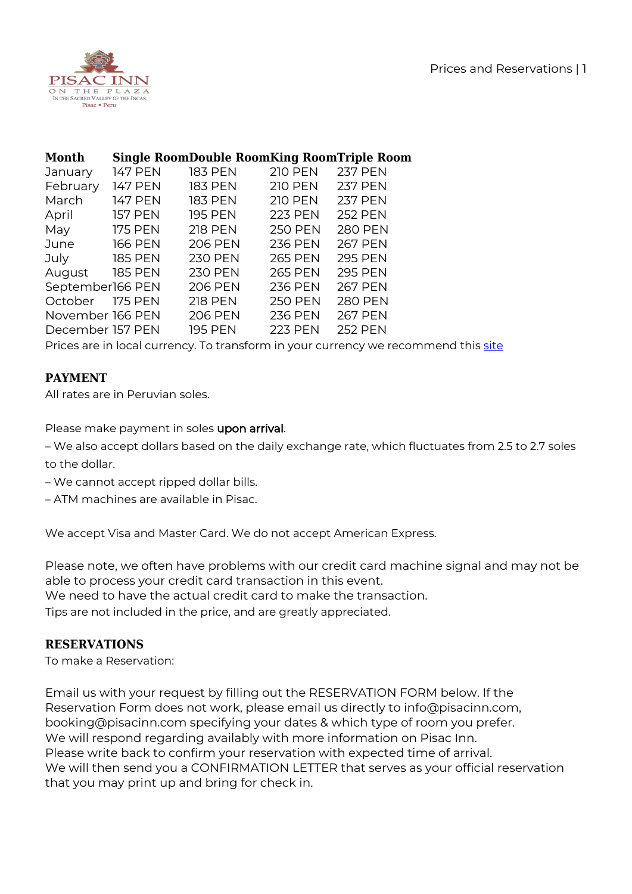| Month | Single Room | Double Room | King Room | Triple Room |
|---|---|---|---|---|
| January | 147 PEN | 183 PEN | 210 PEN | 237 PEN |
| February | 147 PEN | 183 PEN | 210 PEN | 237 PEN |
| March | 147 PEN | 183 PEN | 210 PEN | 237 PEN |
| April | 157 PEN | 195 PEN | 223 PEN | 252 PEN |
| May | 175 PEN | 218 PEN | 250 PEN | 280 PEN |
| June | 166 PEN | 206 PEN | 236 PEN | 267 PEN |
| July | 185 PEN | 230 PEN | 265 PEN | 295 PEN |
| August | 185 PEN | 230 PEN | 265 PEN | 295 PEN |
| September | 166 PEN | 206 PEN | 236 PEN | 267 PEN |
| October | 175 PEN | 218 PEN | 250 PEN | 280 PEN |
| November | 166 PEN | 206 PEN | 236 PEN | 267 PEN |
| December | 157 PEN | 195 PEN | 223 PEN | 252 PEN |

Prices are in local currency. To transform in your currency we recommend this site

## PAYMENT

All rates are in Peruvian soles.

Please make payment in soles **upon arrival**.

– We also accept dollars based on the daily exchange rate, which fluctuates from 2.5 to 2.7 soles to the dollar.

– We cannot accept ripped dollar bills.

– ATM machines are available in Pisac.

We accept Visa and Master Card. We do not accept American Express.

Please note, we often have problems with our credit card machine signal and may not be able to process your credit card transaction in this event.
We need to have the actual credit card to make the transaction.
Tips are not included in the price, and are greatly appreciated.

## RESERVATIONS

To make a Reservation:

Email us with your request by filling out the RESERVATION FORM below. If the Reservation Form does not work, please email us directly to info@pisacinn.com, booking@pisacinn.com specifying your dates & which type of room you prefer.
We will respond regarding availably with more information on Pisac Inn.
Please write back to confirm your reservation with expected time of arrival.
We will then send you a CONFIRMATION LETTER that serves as your official reservation that you may print up and bring for check in.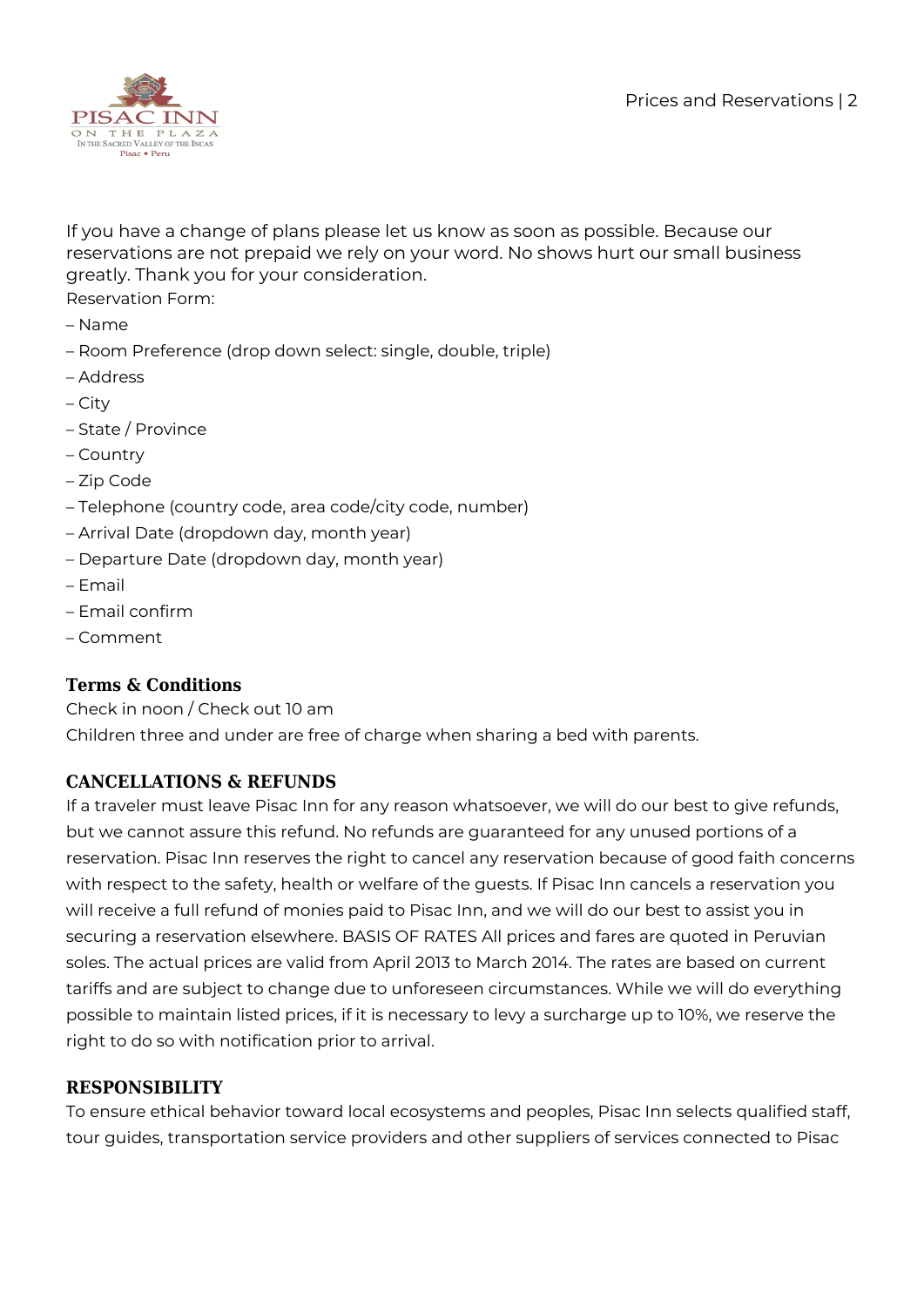If you have a change of plans please let us know as soon as possible. Because our reservations are not prepaid we rely on your word. No shows hurt our small business greatly. Thank you for your consideration.

Reservation Form:

– Name

– Room Preference (drop down select: single, double, triple)

– Address

– City

– State / Province

– Country

– Zip Code

– Telephone (country code, area code/city code, number)

– Arrival Date (dropdown day, month year)

– Departure Date (dropdown day, month year)

– Email

– Email confirm

– Comment

## Terms & Conditions

Check in noon / Check out 10 am

Children three and under are free of charge when sharing a bed with parents.

## CANCELLATIONS & REFUNDS

If a traveler must leave Pisac Inn for any reason whatsoever, we will do our best to give refunds, but we cannot assure this refund. No refunds are guaranteed for any unused portions of a reservation. Pisac Inn reserves the right to cancel any reservation because of good faith concerns with respect to the safety, health or welfare of the guests. If Pisac Inn cancels a reservation you will receive a full refund of monies paid to Pisac Inn, and we will do our best to assist you in securing a reservation elsewhere. BASIS OF RATES All prices and fares are quoted in Peruvian soles. The actual prices are valid from April 2013 to March 2014. The rates are based on current tariffs and are subject to change due to unforeseen circumstances. While we will do everything possible to maintain listed prices, if it is necessary to levy a surcharge up to 10%, we reserve the right to do so with notification prior to arrival.

## RESPONSIBILITY

To ensure ethical behavior toward local ecosystems and peoples, Pisac Inn selects qualified staff, tour guides, transportation service providers and other suppliers of services connected to Pisac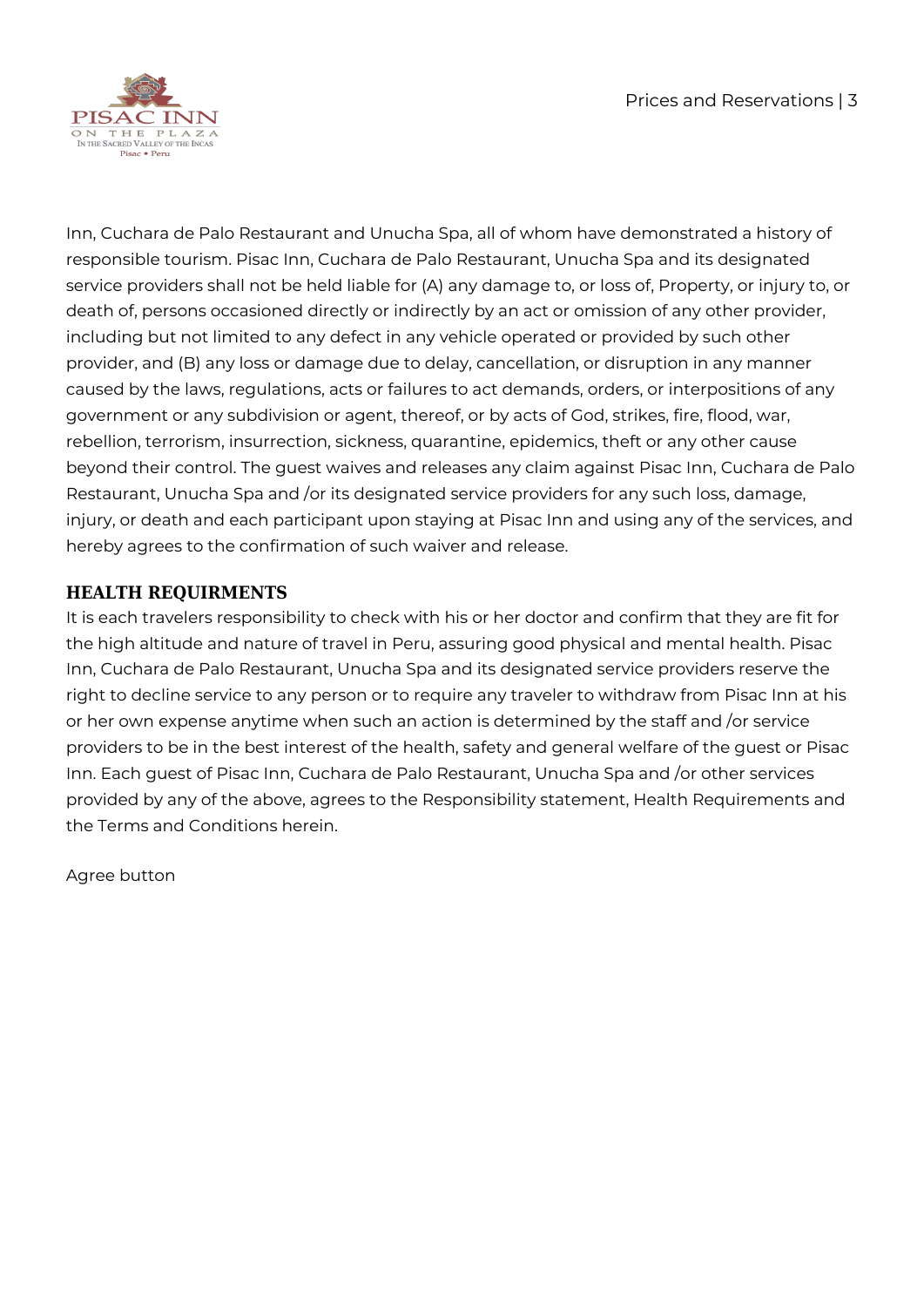Inn, Cuchara de Palo Restaurant and Unucha Spa, all of whom have demonstrated a history of responsible tourism. Pisac Inn, Cuchara de Palo Restaurant, Unucha Spa and its designated service providers shall not be held liable for (A) any damage to, or loss of, Property, or injury to, or death of, persons occasioned directly or indirectly by an act or omission of any other provider, including but not limited to any defect in any vehicle operated or provided by such other provider, and (B) any loss or damage due to delay, cancellation, or disruption in any manner caused by the laws, regulations, acts or failures to act demands, orders, or interpositions of any government or any subdivision or agent, thereof, or by acts of God, strikes, fire, flood, war, rebellion, terrorism, insurrection, sickness, quarantine, epidemics, theft or any other cause beyond their control. The guest waives and releases any claim against Pisac Inn, Cuchara de Palo Restaurant, Unucha Spa and /or its designated service providers for any such loss, damage, injury, or death and each participant upon staying at Pisac Inn and using any of the services, and hereby agrees to the confirmation of such waiver and release.

## HEALTH REQUIRMENTS

It is each travelers responsibility to check with his or her doctor and confirm that they are fit for the high altitude and nature of travel in Peru, assuring good physical and mental health. Pisac Inn, Cuchara de Palo Restaurant, Unucha Spa and its designated service providers reserve the right to decline service to any person or to require any traveler to withdraw from Pisac Inn at his or her own expense anytime when such an action is determined by the staff and /or service providers to be in the best interest of the health, safety and general welfare of the guest or Pisac Inn. Each guest of Pisac Inn, Cuchara de Palo Restaurant, Unucha Spa and /or other services provided by any of the above, agrees to the Responsibility statement, Health Requirements and the Terms and Conditions herein.

Agree button